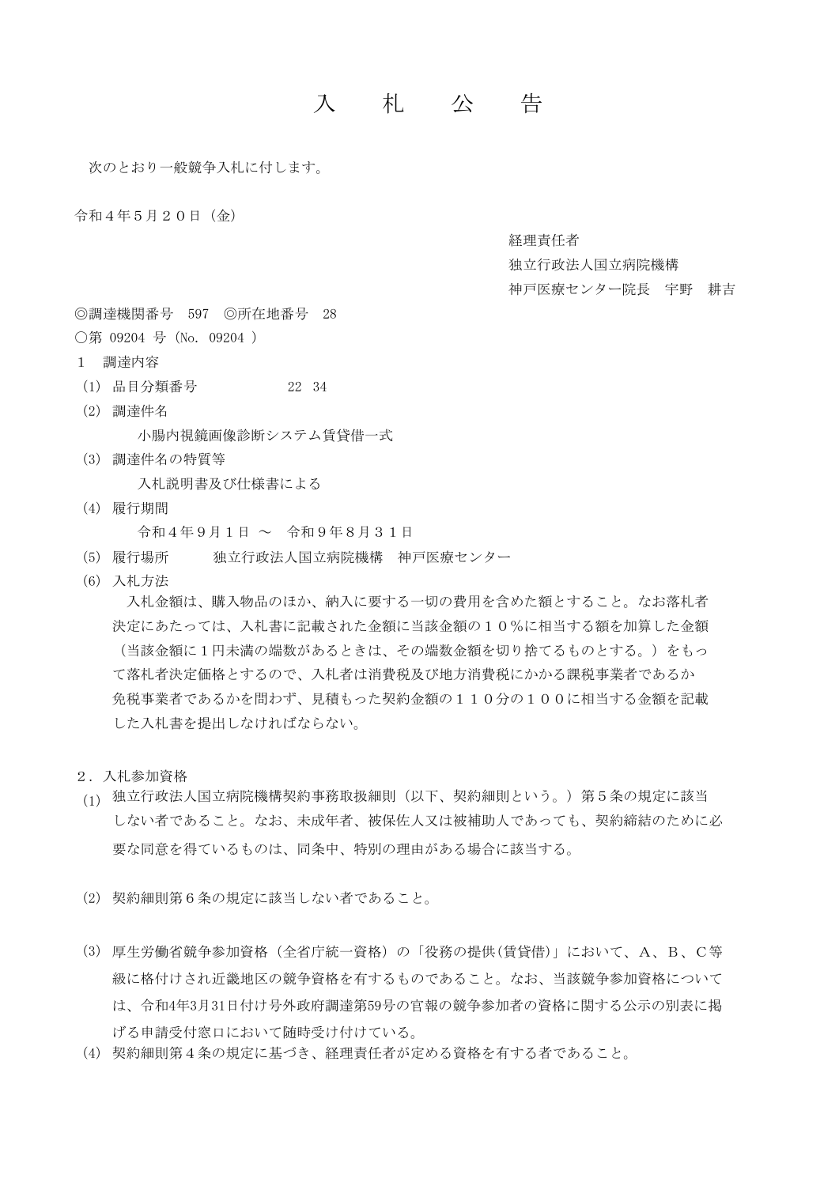# 入　札　公　告

次のとおり一般競争入札に付します。

令和４年５月２０日（金）

経理責任者
独立行政法人国立病院機構
神戸医療センター院長　宇野　耕吉

◎調達機関番号　597　◎所在地番号　28

○第 09204 号（No. 09204 ）

１　調達内容

(1) 品目分類番号　　　　　22　34

(2) 調達件名

　　小腸内視鏡画像診断システム賃貸借一式

(3) 調達件名の特質等

　　入札説明書及び仕様書による

(4) 履行期間

　　令和４年９月１日 ～　令和９年８月３１日

(5) 履行場所　　独立行政法人国立病院機構　神戸医療センター

(6) 入札方法

　入札金額は、購入物品のほか、納入に要する一切の費用を含めた額とすること。なお落札者決定にあたっては、入札書に記載された金額に当該金額の１０％に相当する額を加算した金額（当該金額に１円未満の端数があるときは、その端数金額を切り捨てるものとする。）をもって落札者決定価格とするので、入札者は消費税及び地方消費税にかかる課税事業者であるか免税事業者であるかを問わず、見積もった契約金額の１１０分の１００に相当する金額を記載した入札書を提出しなければならない。

２．入札参加資格

(1) 独立行政法人国立病院機構契約事務取扱細則（以下、契約細則という。）第５条の規定に該当しない者であること。なお、未成年者、被保佐人又は被補助人であっても、契約締結のために必要な同意を得ているものは、同条中、特別の理由がある場合に該当する。

(2) 契約細則第６条の規定に該当しない者であること。

(3) 厚生労働省競争参加資格（全省庁統一資格）の「役務の提供(賃貸借)」において、A、B、C等級に格付けされ近畿地区の競争資格を有するものであること。なお、当該競争参加資格については、令和4年3月31日付け号外政府調達第59号の官報の競争参加者の資格に関する公示の別表に掲げる申請受付窓口において随時受け付けている。

(4) 契約細則第４条の規定に基づき、経理責任者が定める資格を有する者であること。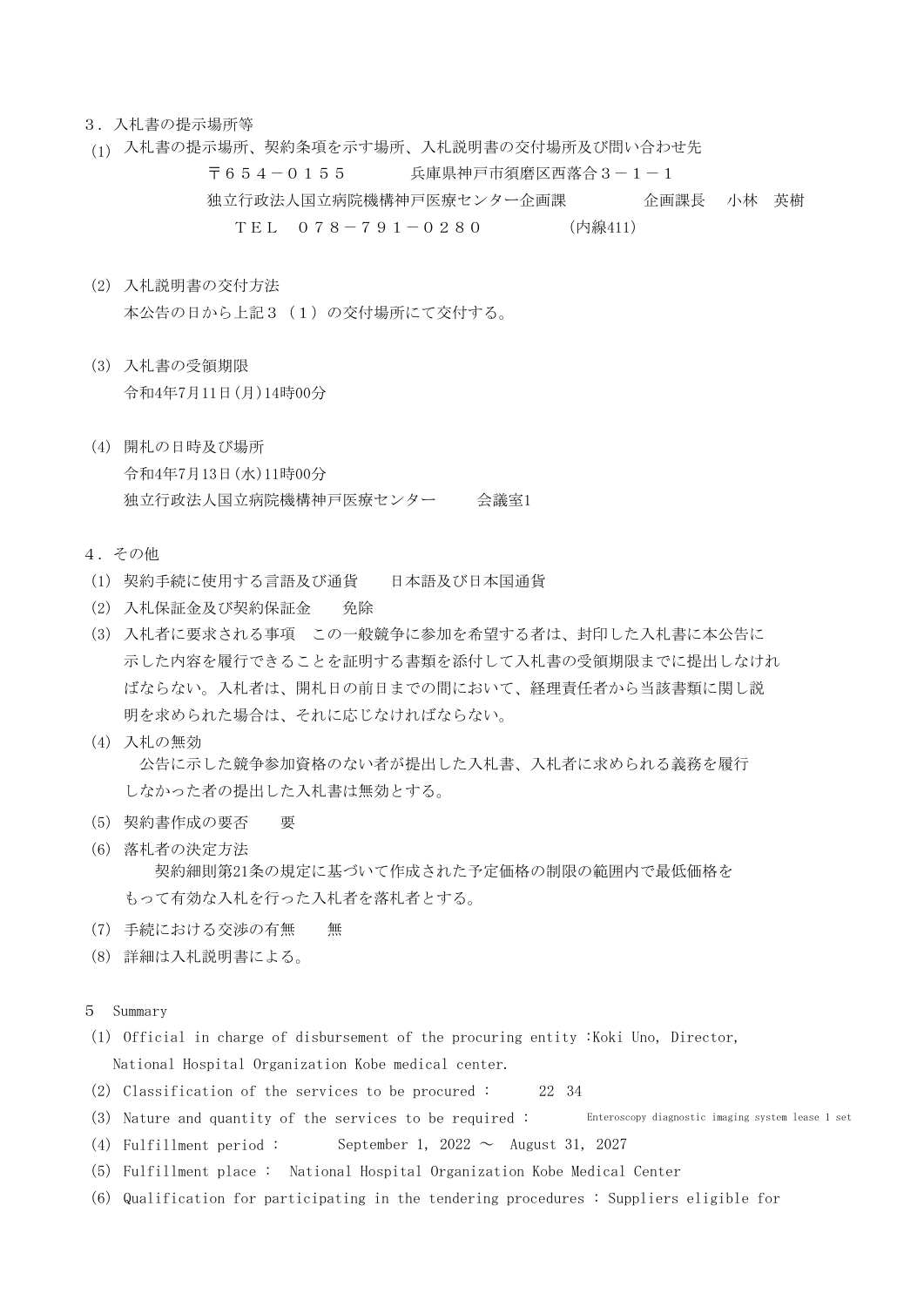３．入札書の提示場所等

(1) 入札書の提示場所、契約条項を示す場所、入札説明書の交付場所及び問い合わせ先

〒６５４－０１５５　兵庫県神戸市須磨区西落合３－１－１

独立行政法人国立病院機構神戸医療センター企画課　企画課長　小林　英樹

ＴＥＬ　０７８－７９１－０２８０　(内線411)

(2) 入札説明書の交付方法

本公告の日から上記３（１）の交付場所にて交付する。

(3) 入札書の受領期限

令和4年7月11日(月)14時00分

(4) 開札の日時及び場所

令和4年7月13日(水)11時00分

独立行政法人国立病院機構神戸医療センター　会議室1

４．その他

(1) 契約手続に使用する言語及び通貨　日本語及び日本国通貨

(2) 入札保証金及び契約保証金　免除

(3) 入札者に要求される事項　この一般競争に参加を希望する者は、封印した入札書に本公告に示した内容を履行できることを証明する書類を添付して入札書の受領期限までに提出しなければならない。入札者は、開札日の前日までの間において、経理責任者から当該書類に関し説明を求められた場合は、それに応じなければならない。

(4) 入札の無効

公告に示した競争参加資格のない者が提出した入札書、入札者に求められる義務を履行しなかった者の提出した入札書は無効とする。

(5) 契約書作成の要否　要

(6) 落札者の決定方法

契約細則第21条の規定に基づいて作成された予定価格の制限の範囲内で最低価格をもって有効な入札を行った入札者を落札者とする。

(7) 手続における交渉の有無　無

(8) 詳細は入札説明書による。

5　Summary

(1) Official in charge of disbursement of the procuring entity :Koki Uno, Director, National Hospital Organization Kobe medical center.

(2) Classification of the services to be procured :　22 34

(3) Nature and quantity of the services to be required :　Enteroscopy diagnostic imaging system lease 1 set

(4) Fulfillment period :　September 1, 2022 ～ August 31, 2027

(5) Fulfillment place :　National Hospital Organization Kobe Medical Center

(6) Qualification for participating in the tendering procedures : Suppliers eligible for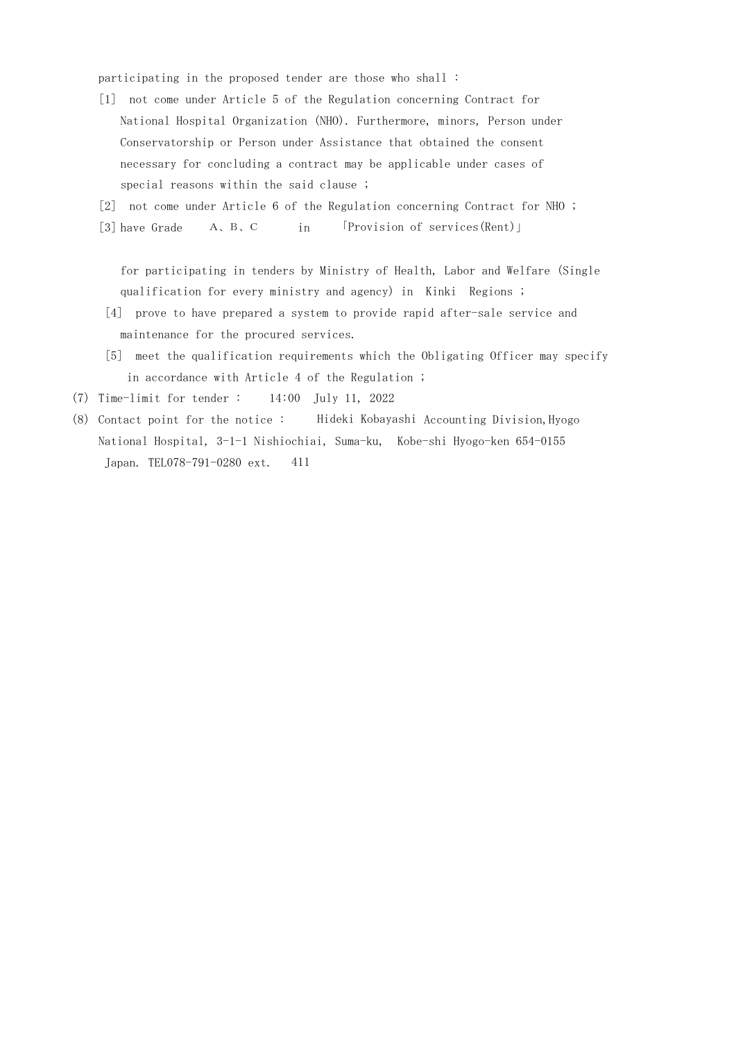participating in the proposed tender are those who shall :

[1] not come under Article 5 of the Regulation concerning Contract for National Hospital Organization (NHO). Furthermore, minors, Person under Conservatorship or Person under Assistance that obtained the consent necessary for concluding a contract may be applicable under cases of special reasons within the said clause ;

[2] not come under Article 6 of the Regulation concerning Contract for NHO ;

[3] have Grade A、B、C in 「Provision of services(Rent)」

for participating in tenders by Ministry of Health, Labor and Welfare (Single qualification for every ministry and agency) in Kinki Regions ;

[4] prove to have prepared a system to provide rapid after-sale service and maintenance for the procured services.

[5] meet the qualification requirements which the Obligating Officer may specify in accordance with Article 4 of the Regulation ;

(7) Time-limit for tender : 14:00 July 11, 2022

(8) Contact point for the notice : Hideki Kobayashi Accounting Division,Hyogo National Hospital, 3-1-1 Nishiochiai, Suma-ku, Kobe-shi Hyogo-ken 654-0155 Japan. TEL078-791-0280 ext. 411